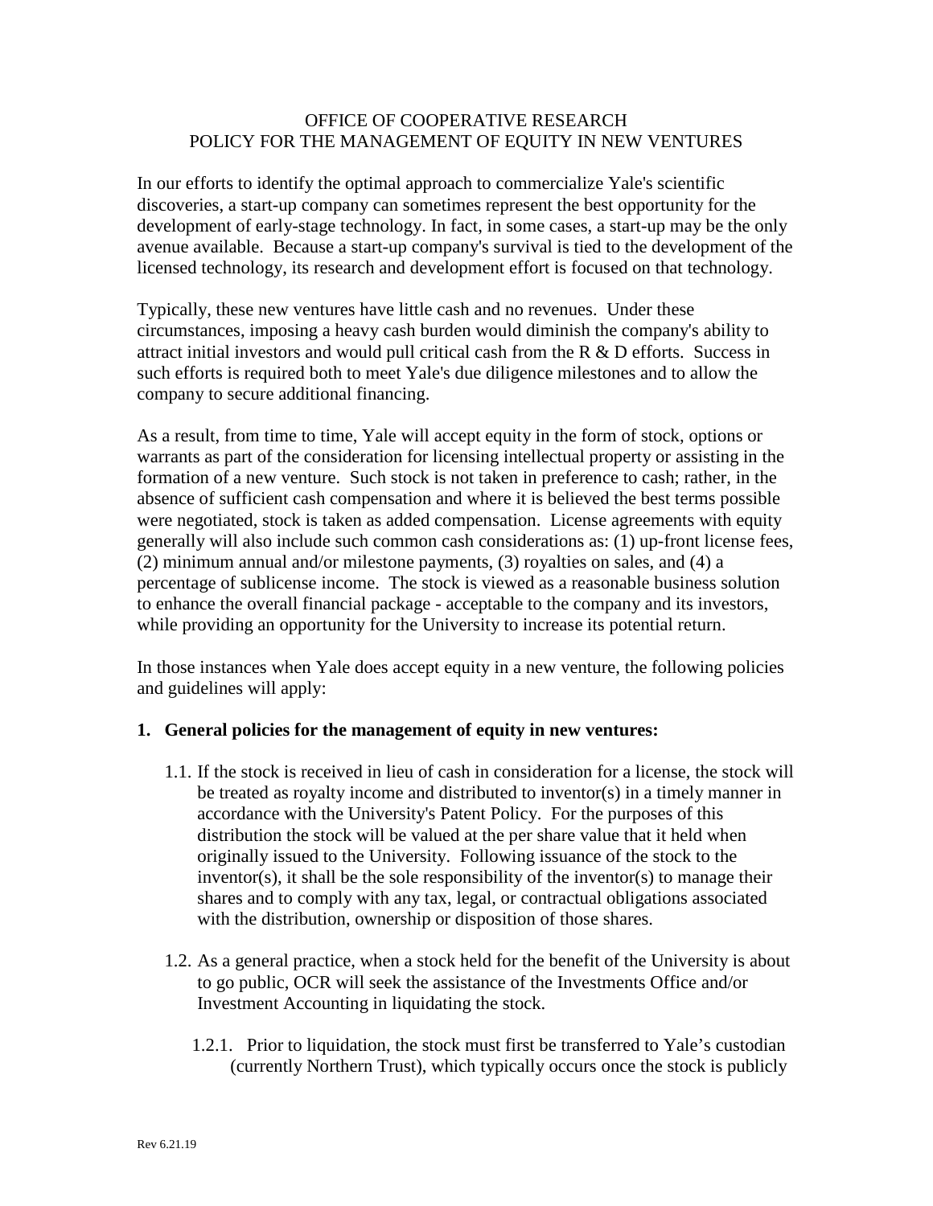# OFFICE OF COOPERATIVE RESEARCH
# POLICY FOR THE MANAGEMENT OF EQUITY IN NEW VENTURES

In our efforts to identify the optimal approach to commercialize Yale's scientific discoveries, a start-up company can sometimes represent the best opportunity for the development of early-stage technology. In fact, in some cases, a start-up may be the only avenue available. Because a start-up company's survival is tied to the development of the licensed technology, its research and development effort is focused on that technology.

Typically, these new ventures have little cash and no revenues. Under these circumstances, imposing a heavy cash burden would diminish the company's ability to attract initial investors and would pull critical cash from the R & D efforts. Success in such efforts is required both to meet Yale's due diligence milestones and to allow the company to secure additional financing.

As a result, from time to time, Yale will accept equity in the form of stock, options or warrants as part of the consideration for licensing intellectual property or assisting in the formation of a new venture. Such stock is not taken in preference to cash; rather, in the absence of sufficient cash compensation and where it is believed the best terms possible were negotiated, stock is taken as added compensation. License agreements with equity generally will also include such common cash considerations as: (1) up-front license fees, (2) minimum annual and/or milestone payments, (3) royalties on sales, and (4) a percentage of sublicense income. The stock is viewed as a reasonable business solution to enhance the overall financial package - acceptable to the company and its investors, while providing an opportunity for the University to increase its potential return.

In those instances when Yale does accept equity in a new venture, the following policies and guidelines will apply:

## 1. General policies for the management of equity in new ventures:

1.1. If the stock is received in lieu of cash in consideration for a license, the stock will be treated as royalty income and distributed to inventor(s) in a timely manner in accordance with the University's Patent Policy. For the purposes of this distribution the stock will be valued at the per share value that it held when originally issued to the University. Following issuance of the stock to the inventor(s), it shall be the sole responsibility of the inventor(s) to manage their shares and to comply with any tax, legal, or contractual obligations associated with the distribution, ownership or disposition of those shares.

1.2. As a general practice, when a stock held for the benefit of the University is about to go public, OCR will seek the assistance of the Investments Office and/or Investment Accounting in liquidating the stock.

1.2.1. Prior to liquidation, the stock must first be transferred to Yale's custodian (currently Northern Trust), which typically occurs once the stock is publicly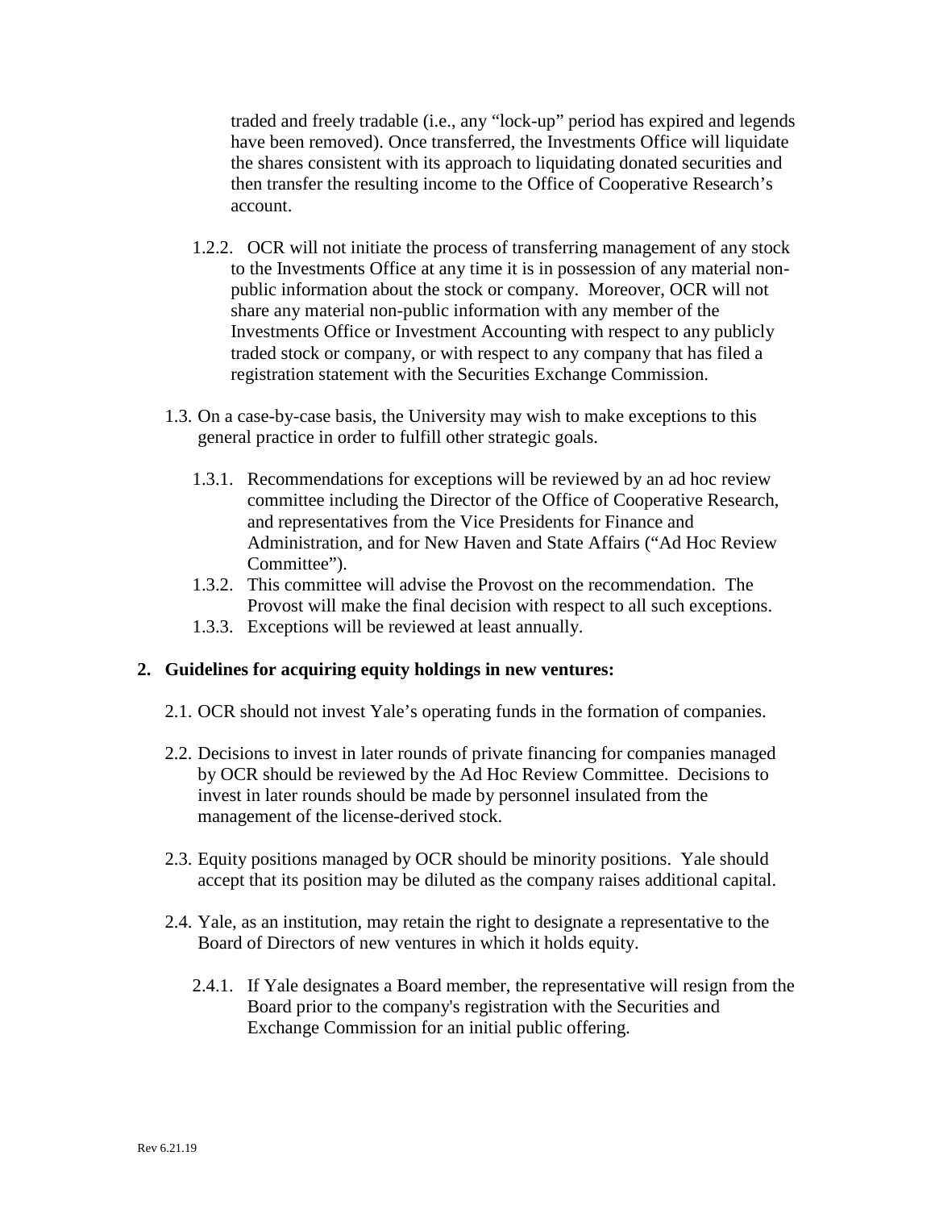traded and freely tradable (i.e., any "lock-up" period has expired and legends have been removed). Once transferred, the Investments Office will liquidate the shares consistent with its approach to liquidating donated securities and then transfer the resulting income to the Office of Cooperative Research's account.

- 1.2.2. OCR will not initiate the process of transferring management of any stock to the Investments Office at any time it is in possession of any material non-public information about the stock or company. Moreover, OCR will not share any material non-public information with any member of the Investments Office or Investment Accounting with respect to any publicly traded stock or company, or with respect to any company that has filed a registration statement with the Securities Exchange Commission.

1.3. On a case-by-case basis, the University may wish to make exceptions to this general practice in order to fulfill other strategic goals.

- 1.3.1. Recommendations for exceptions will be reviewed by an ad hoc review committee including the Director of the Office of Cooperative Research, and representatives from the Vice Presidents for Finance and Administration, and for New Haven and State Affairs ("Ad Hoc Review Committee").
- 1.3.2. This committee will advise the Provost on the recommendation. The Provost will make the final decision with respect to all such exceptions.
- 1.3.3. Exceptions will be reviewed at least annually.

**2. Guidelines for acquiring equity holdings in new ventures:**

2.1. OCR should not invest Yale's operating funds in the formation of companies.

2.2. Decisions to invest in later rounds of private financing for companies managed by OCR should be reviewed by the Ad Hoc Review Committee. Decisions to invest in later rounds should be made by personnel insulated from the management of the license-derived stock.

2.3. Equity positions managed by OCR should be minority positions. Yale should accept that its position may be diluted as the company raises additional capital.

2.4. Yale, as an institution, may retain the right to designate a representative to the Board of Directors of new ventures in which it holds equity.

- 2.4.1. If Yale designates a Board member, the representative will resign from the Board prior to the company's registration with the Securities and Exchange Commission for an initial public offering.

Rev 6.21.19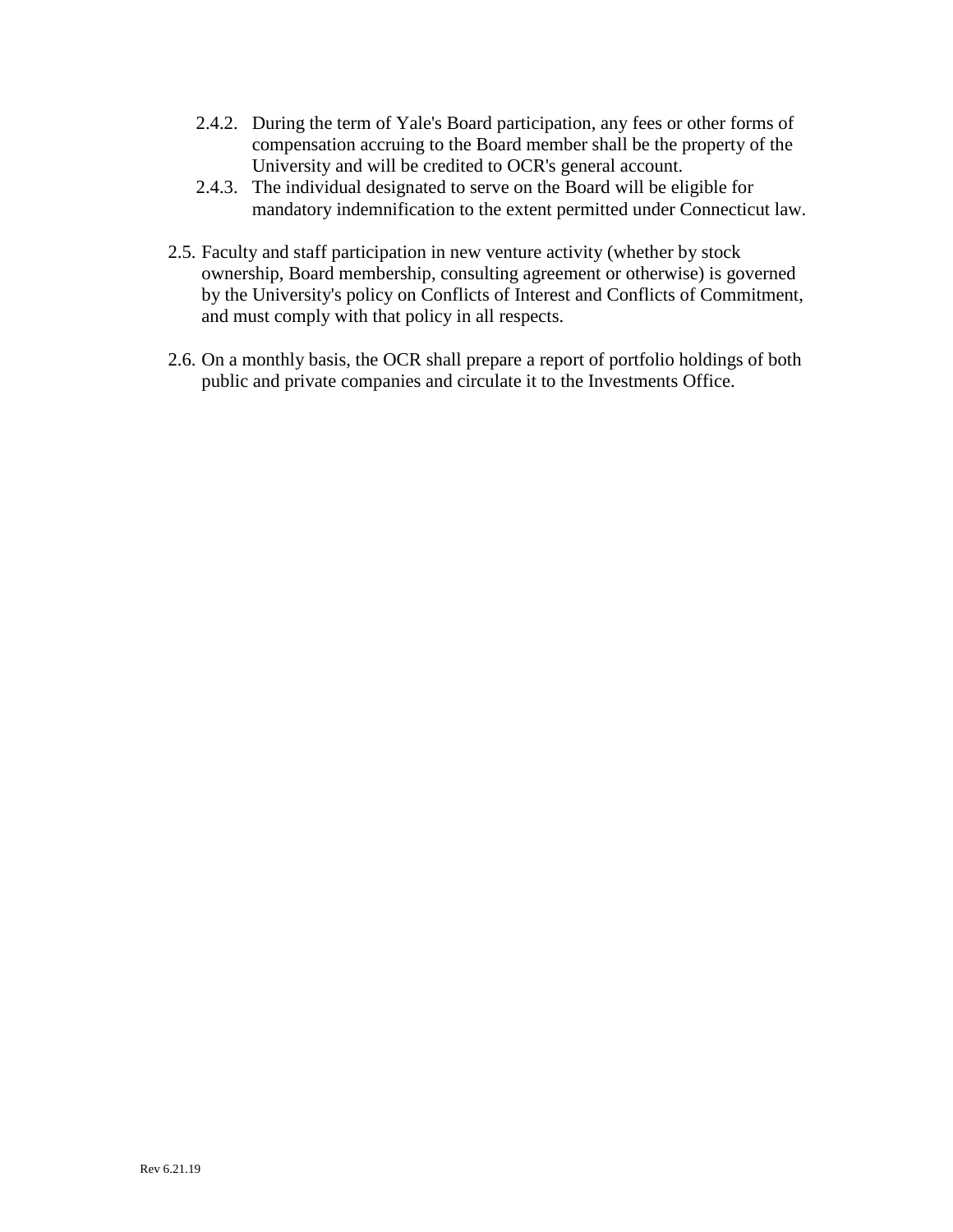2.4.2. During the term of Yale's Board participation, any fees or other forms of compensation accruing to the Board member shall be the property of the University and will be credited to OCR's general account.

2.4.3. The individual designated to serve on the Board will be eligible for mandatory indemnification to the extent permitted under Connecticut law.

2.5. Faculty and staff participation in new venture activity (whether by stock ownership, Board membership, consulting agreement or otherwise) is governed by the University's policy on Conflicts of Interest and Conflicts of Commitment, and must comply with that policy in all respects.

2.6. On a monthly basis, the OCR shall prepare a report of portfolio holdings of both public and private companies and circulate it to the Investments Office.

Rev 6.21.19